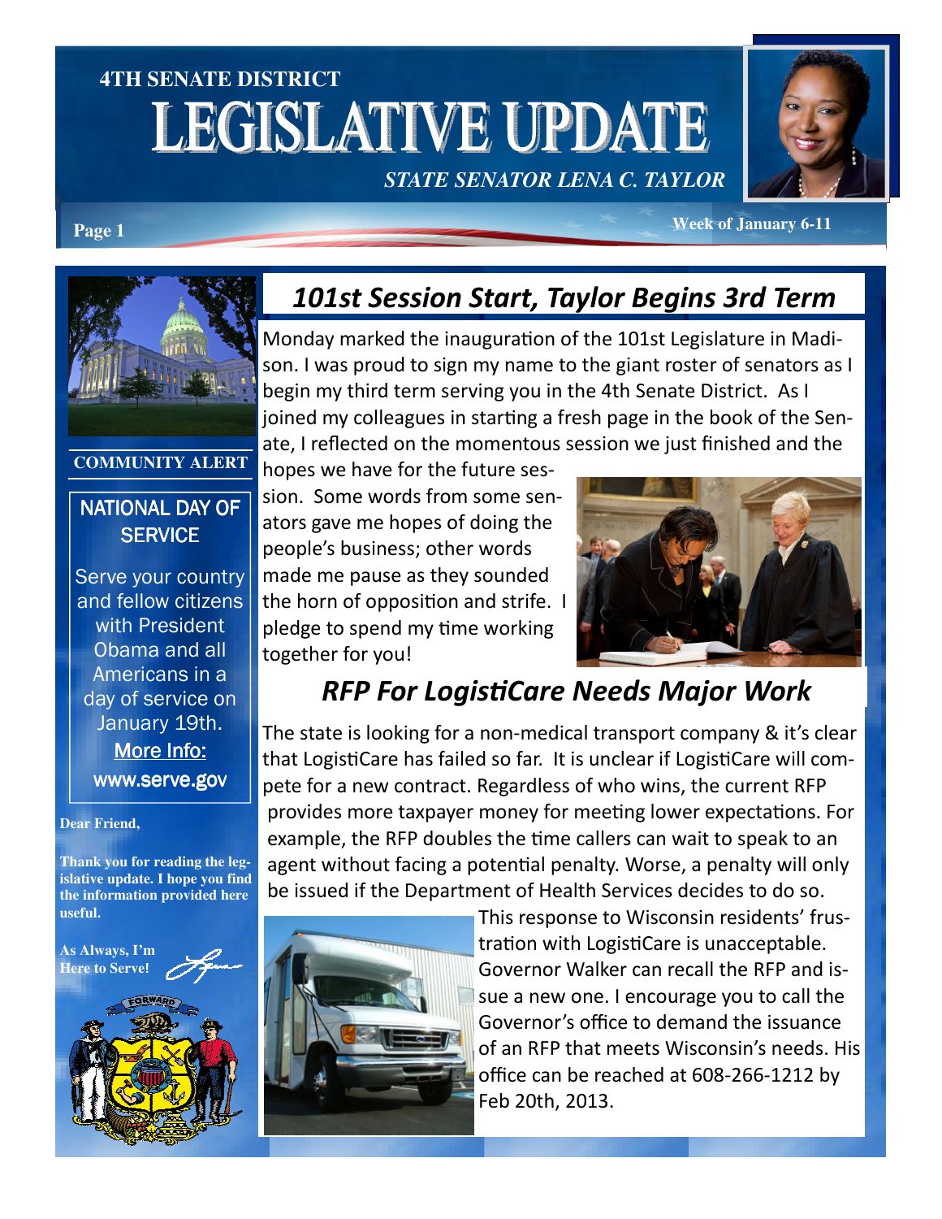**4TH SENATE DISTRICT**

# LEGISLATIVE UPDATE

***STATE SENATOR LENA C. TAYLOR***

**Week of January 6-11**

## *101st Session Start, Taylor Begins 3rd Term*

Monday marked the inauguration of the 101st Legislature in Madison. I was proud to sign my name to the giant roster of senators as I begin my third term serving you in the 4th Senate District. As I joined my colleagues in starting a fresh page in the book of the Senate, I reflected on the momentous session we just finished and the hopes we have for the future session. Some words from some senators gave me hopes of doing the people's business; other words made me pause as they sounded the horn of opposition and strife. I pledge to spend my time working together for you!

## *RFP For LogistiCare Needs Major Work*

The state is looking for a non-medical transport company & it's clear that LogistiCare has failed so far. It is unclear if LogistiCare will compete for a new contract. Regardless of who wins, the current RFP provides more taxpayer money for meeting lower expectations. For example, the RFP doubles the time callers can wait to speak to an agent without facing a potential penalty. Worse, a penalty will only be issued if the Department of Health Services decides to do so.

This response to Wisconsin residents' frustration with LogistiCare is unacceptable. Governor Walker can recall the RFP and issue a new one. I encourage you to call the Governor's office to demand the issuance of an RFP that meets Wisconsin's needs. His office can be reached at 608-266-1212 by Feb 20th, 2013.

**COMMUNITY ALERT**

**NATIONAL DAY OF SERVICE**

Serve your country and fellow citizens with President Obama and all Americans in a day of service on January 19th.

More Info: www.serve.gov

**Dear Friend,**

**Thank you for reading the legislative update. I hope you find the information provided here useful.**

**As Always, I'm Here to Serve!**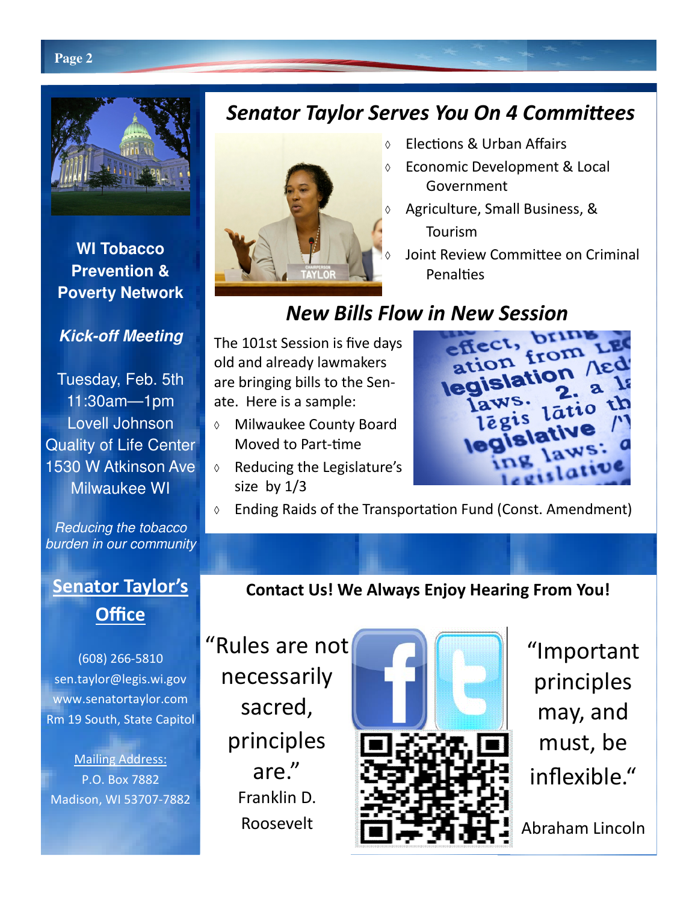## Senator Taylor Serves You On 4 Committees

- Elections & Urban Affairs
- Economic Development & Local Government
- Agriculture, Small Business, & Tourism
- Joint Review Committee on Criminal Penalties

## New Bills Flow in New Session

The 101st Session is five days old and already lawmakers are bringing bills to the Senate. Here is a sample:

- Milwaukee County Board Moved to Part-time
- Reducing the Legislature's size by 1/3
- Ending Raids of the Transportation Fund (Const. Amendment)

### WI Tobacco Prevention & Poverty Network

***Kick-off Meeting***

Tuesday, Feb. 5th
11:30am—1pm
Lovell Johnson Quality of Life Center
1530 W Atkinson Ave
Milwaukee WI

*Reducing the tobacco burden in our community*

### Senator Taylor's Office

(608) 266-5810
sen.taylor@legis.wi.gov
www.senatortaylor.com
Rm 19 South, State Capitol

Mailing Address:
P.O. Box 7882
Madison, WI 53707-7882

**Contact Us! We Always Enjoy Hearing From You!**

"Rules are not necessarily sacred, principles are."
Franklin D. Roosevelt

"Important principles may, and must, be inflexible."
Abraham Lincoln